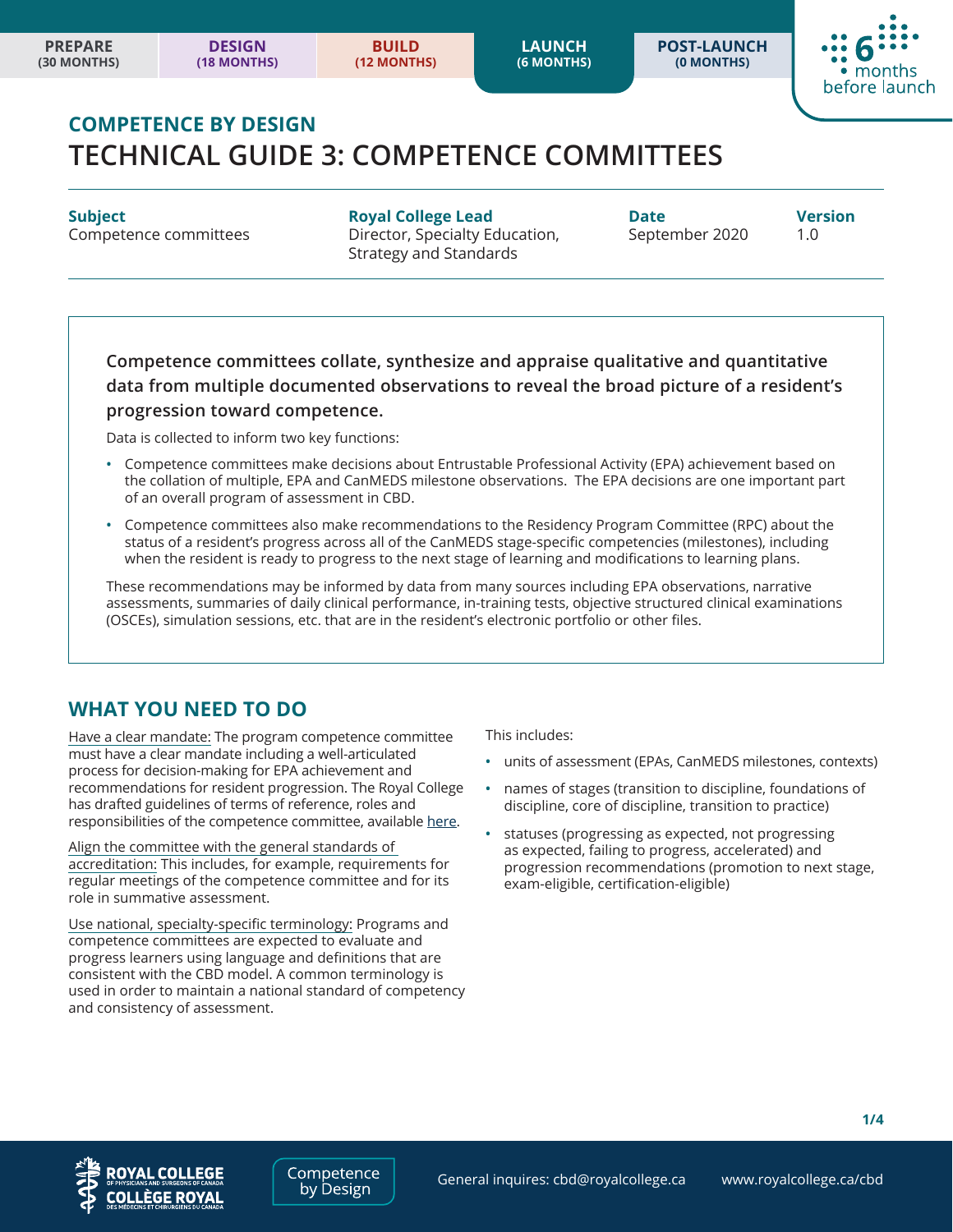PREPARE (30 MONTHS) | DESIGN (18 MONTHS) | BUILD (12 MONTHS) | LAUNCH (6 MONTHS) | POST-LAUNCH (0 MONTHS)

6 months before launch

## COMPETENCE BY DESIGN

# TECHNICAL GUIDE 3: COMPETENCE COMMITTEES

| Subject | Royal College Lead | Date | Version |
| --- | --- | --- | --- |
| Competence committees | Director, Specialty Education, Strategy and Standards | September 2020 | 1.0 |

**Competence committees collate, synthesize and appraise qualitative and quantitative data from multiple documented observations to reveal the broad picture of a resident's progression toward competence.**

Data is collected to inform two key functions:

- Competence committees make decisions about Entrustable Professional Activity (EPA) achievement based on the collation of multiple, EPA and CanMEDS milestone observations. The EPA decisions are one important part of an overall program of assessment in CBD.
- Competence committees also make recommendations to the Residency Program Committee (RPC) about the status of a resident's progress across all of the CanMEDS stage-specific competencies (milestones), including when the resident is ready to progress to the next stage of learning and modifications to learning plans.

These recommendations may be informed by data from many sources including EPA observations, narrative assessments, summaries of daily clinical performance, in-training tests, objective structured clinical examinations (OSCEs), simulation sessions, etc. that are in the resident's electronic portfolio or other files.

## WHAT YOU NEED TO DO

Have a clear mandate: The program competence committee must have a clear mandate including a well-articulated process for decision-making for EPA achievement and recommendations for resident progression. The Royal College has drafted guidelines of terms of reference, roles and responsibilities of the competence committee, available here.

Align the committee with the general standards of accreditation: This includes, for example, requirements for regular meetings of the competence committee and for its role in summative assessment.

Use national, specialty-specific terminology: Programs and competence committees are expected to evaluate and progress learners using language and definitions that are consistent with the CBD model. A common terminology is used in order to maintain a national standard of competency and consistency of assessment.

This includes:

- units of assessment (EPAs, CanMEDS milestones, contexts)
- names of stages (transition to discipline, foundations of discipline, core of discipline, transition to practice)
- statuses (progressing as expected, not progressing as expected, failing to progress, accelerated) and progression recommendations (promotion to next stage, exam-eligible, certification-eligible)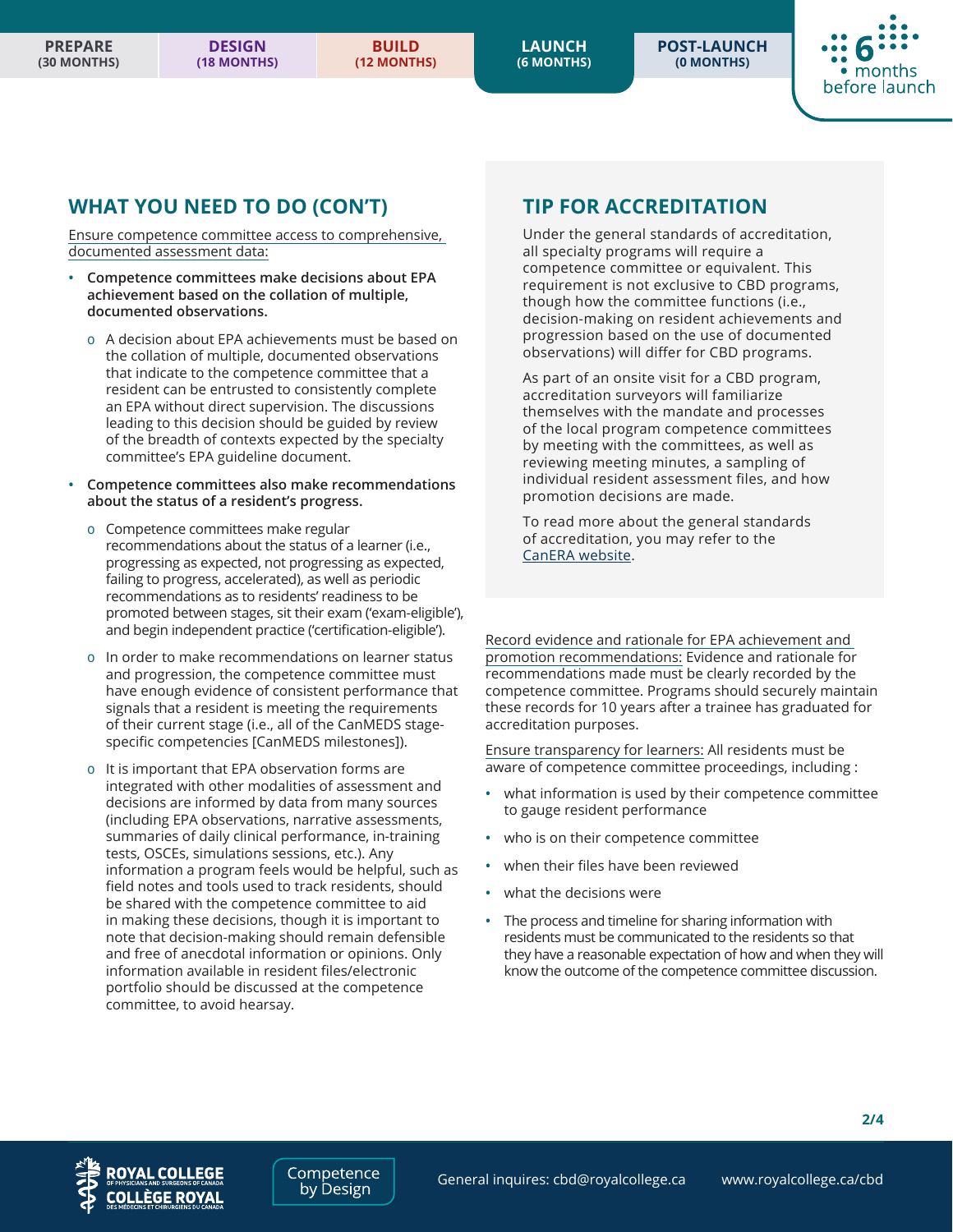## WHAT YOU NEED TO DO (CON'T)

Ensure competence committee access to comprehensive, documented assessment data:

- **Competence committees make decisions about EPA achievement based on the collation of multiple, documented observations.**
  - A decision about EPA achievements must be based on the collation of multiple, documented observations that indicate to the competence committee that a resident can be entrusted to consistently complete an EPA without direct supervision. The discussions leading to this decision should be guided by review of the breadth of contexts expected by the specialty committee's EPA guideline document.
- **Competence committees also make recommendations about the status of a resident's progress.**
  - Competence committees make regular recommendations about the status of a learner (i.e., progressing as expected, not progressing as expected, failing to progress, accelerated), as well as periodic recommendations as to residents' readiness to be promoted between stages, sit their exam ('exam-eligible'), and begin independent practice ('certification-eligible').
  - In order to make recommendations on learner status and progression, the competence committee must have enough evidence of consistent performance that signals that a resident is meeting the requirements of their current stage (i.e., all of the CanMEDS stage-specific competencies [CanMEDS milestones]).
  - It is important that EPA observation forms are integrated with other modalities of assessment and decisions are informed by data from many sources (including EPA observations, narrative assessments, summaries of daily clinical performance, in-training tests, OSCEs, simulations sessions, etc.). Any information a program feels would be helpful, such as field notes and tools used to track residents, should be shared with the competence committee to aid in making these decisions, though it is important to note that decision-making should remain defensible and free of anecdotal information or opinions. Only information available in resident files/electronic portfolio should be discussed at the competence committee, to avoid hearsay.

## TIP FOR ACCREDITATION

Under the general standards of accreditation, all specialty programs will require a competence committee or equivalent. This requirement is not exclusive to CBD programs, though how the committee functions (i.e., decision-making on resident achievements and progression based on the use of documented observations) will differ for CBD programs.

As part of an onsite visit for a CBD program, accreditation surveyors will familiarize themselves with the mandate and processes of the local program competence committees by meeting with the committees, as well as reviewing meeting minutes, a sampling of individual resident assessment files, and how promotion decisions are made.

To read more about the general standards of accreditation, you may refer to the CanERA website.

Record evidence and rationale for EPA achievement and promotion recommendations: Evidence and rationale for recommendations made must be clearly recorded by the competence committee. Programs should securely maintain these records for 10 years after a trainee has graduated for accreditation purposes.

Ensure transparency for learners: All residents must be aware of competence committee proceedings, including :

- what information is used by their competence committee to gauge resident performance
- who is on their competence committee
- when their files have been reviewed
- what the decisions were
- The process and timeline for sharing information with residents must be communicated to the residents so that they have a reasonable expectation of how and when they will know the outcome of the competence committee discussion.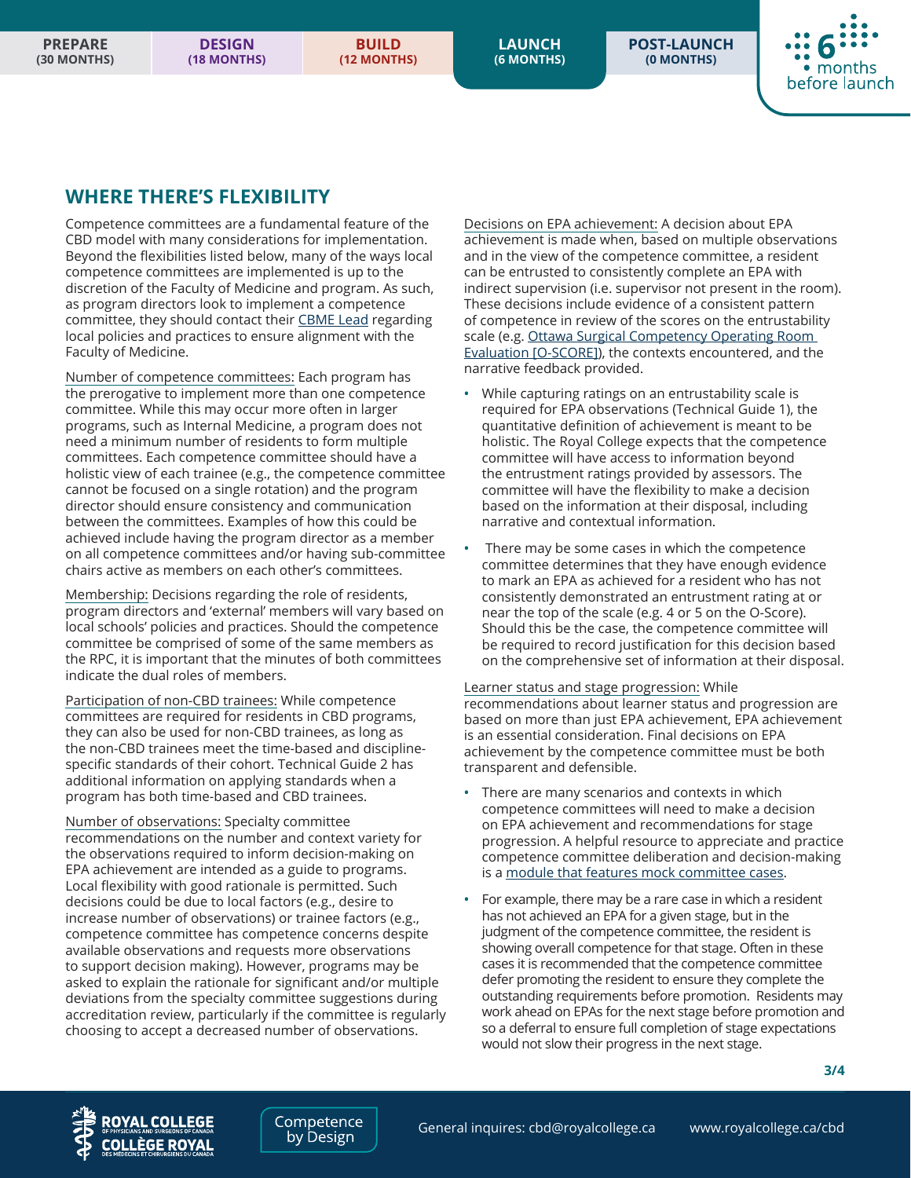## WHERE THERE'S FLEXIBILITY

Competence committees are a fundamental feature of the CBD model with many considerations for implementation. Beyond the flexibilities listed below, many of the ways local competence committees are implemented is up to the discretion of the Faculty of Medicine and program. As such, as program directors look to implement a competence committee, they should contact their CBME Lead regarding local policies and practices to ensure alignment with the Faculty of Medicine.

Number of competence committees: Each program has the prerogative to implement more than one competence committee. While this may occur more often in larger programs, such as Internal Medicine, a program does not need a minimum number of residents to form multiple committees. Each competence committee should have a holistic view of each trainee (e.g., the competence committee cannot be focused on a single rotation) and the program director should ensure consistency and communication between the committees. Examples of how this could be achieved include having the program director as a member on all competence committees and/or having sub-committee chairs active as members on each other's committees.

Membership: Decisions regarding the role of residents, program directors and 'external' members will vary based on local schools' policies and practices. Should the competence committee be comprised of some of the same members as the RPC, it is important that the minutes of both committees indicate the dual roles of members.

Participation of non-CBD trainees: While competence committees are required for residents in CBD programs, they can also be used for non-CBD trainees, as long as the non-CBD trainees meet the time-based and discipline-specific standards of their cohort. Technical Guide 2 has additional information on applying standards when a program has both time-based and CBD trainees.

Number of observations: Specialty committee recommendations on the number and context variety for the observations required to inform decision-making on EPA achievement are intended as a guide to programs. Local flexibility with good rationale is permitted. Such decisions could be due to local factors (e.g., desire to increase number of observations) or trainee factors (e.g., competence committee has competence concerns despite available observations and requests more observations to support decision making). However, programs may be asked to explain the rationale for significant and/or multiple deviations from the specialty committee suggestions during accreditation review, particularly if the committee is regularly choosing to accept a decreased number of observations.

Decisions on EPA achievement: A decision about EPA achievement is made when, based on multiple observations and in the view of the competence committee, a resident can be entrusted to consistently complete an EPA with indirect supervision (i.e. supervisor not present in the room). These decisions include evidence of a consistent pattern of competence in review of the scores on the entrustability scale (e.g. Ottawa Surgical Competency Operating Room Evaluation [O-SCORE]), the contexts encountered, and the narrative feedback provided.

- While capturing ratings on an entrustability scale is required for EPA observations (Technical Guide 1), the quantitative definition of achievement is meant to be holistic. The Royal College expects that the competence committee will have access to information beyond the entrustment ratings provided by assessors. The committee will have the flexibility to make a decision based on the information at their disposal, including narrative and contextual information.
- There may be some cases in which the competence committee determines that they have enough evidence to mark an EPA as achieved for a resident who has not consistently demonstrated an entrustment rating at or near the top of the scale (e.g. 4 or 5 on the O-Score). Should this be the case, the competence committee will be required to record justification for this decision based on the comprehensive set of information at their disposal.

Learner status and stage progression: While recommendations about learner status and progression are based on more than just EPA achievement, EPA achievement is an essential consideration. Final decisions on EPA achievement by the competence committee must be both transparent and defensible.

- There are many scenarios and contexts in which competence committees will need to make a decision on EPA achievement and recommendations for stage progression. A helpful resource to appreciate and practice competence committee deliberation and decision-making is a module that features mock committee cases.
- For example, there may be a rare case in which a resident has not achieved an EPA for a given stage, but in the judgment of the competence committee, the resident is showing overall competence for that stage. Often in these cases it is recommended that the competence committee defer promoting the resident to ensure they complete the outstanding requirements before promotion. Residents may work ahead on EPAs for the next stage before promotion and so a deferral to ensure full completion of stage expectations would not slow their progress in the next stage.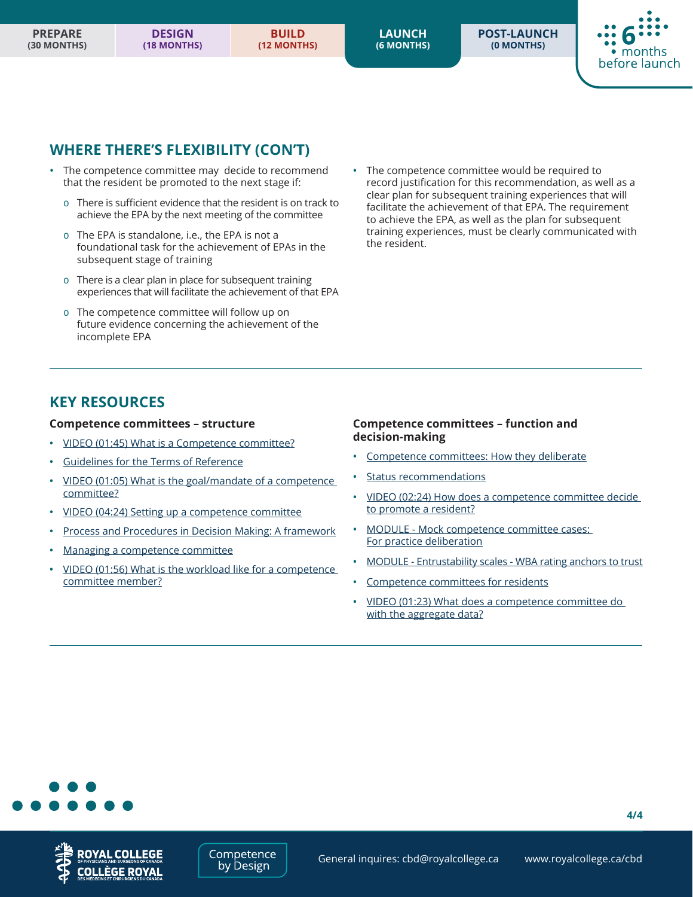## WHERE THERE'S FLEXIBILITY (CON'T)

- The competence committee may decide to recommend that the resident be promoted to the next stage if:
  - There is sufficient evidence that the resident is on track to achieve the EPA by the next meeting of the committee
  - The EPA is standalone, i.e., the EPA is not a foundational task for the achievement of EPAs in the subsequent stage of training
  - There is a clear plan in place for subsequent training experiences that will facilitate the achievement of that EPA
  - The competence committee will follow up on future evidence concerning the achievement of the incomplete EPA
- The competence committee would be required to record justification for this recommendation, as well as a clear plan for subsequent training experiences that will facilitate the achievement of that EPA. The requirement to achieve the EPA, as well as the plan for subsequent training experiences, must be clearly communicated with the resident.

## KEY RESOURCES

**Competence committees – structure**

- VIDEO (01:45) What is a Competence committee?
- Guidelines for the Terms of Reference
- VIDEO (01:05) What is the goal/mandate of a competence committee?
- VIDEO (04:24) Setting up a competence committee
- Process and Procedures in Decision Making: A framework
- Managing a competence committee
- VIDEO (01:56) What is the workload like for a competence committee member?

**Competence committees – function and decision-making**

- Competence committees: How they deliberate
- Status recommendations
- VIDEO (02:24) How does a competence committee decide to promote a resident?
- MODULE - Mock competence committee cases: For practice deliberation
- MODULE - Entrustability scales - WBA rating anchors to trust
- Competence committees for residents
- VIDEO (01:23) What does a competence committee do with the aggregate data?